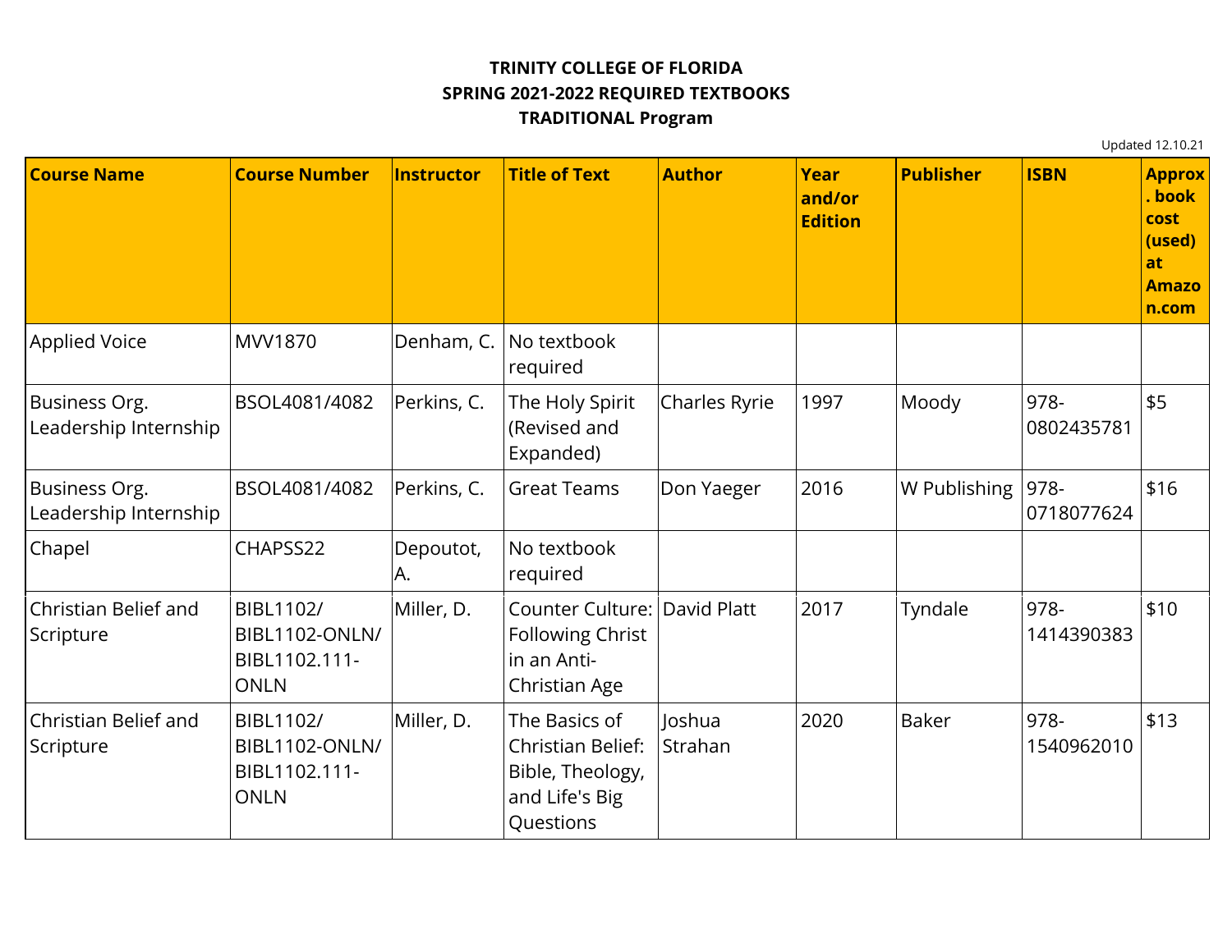**TRINITY COLLEGE OF FLORIDA**
**SPRING 2021-2022 REQUIRED TEXTBOOKS**
**TRADITIONAL Program**

Updated 12.10.21

| Course Name | Course Number | Instructor | Title of Text | Author | Year and/or Edition | Publisher | ISBN | Approx. book cost (used) at Amazon.com |
|---|---|---|---|---|---|---|---|---|
| Applied Voice | MVV1870 | Denham, C. | No textbook required | | | | | |
| Business Org. Leadership Internship | BSOL4081/4082 | Perkins, C. | The Holy Spirit (Revised and Expanded) | Charles Ryrie | 1997 | Moody | 978-0802435781 | $5 |
| Business Org. Leadership Internship | BSOL4081/4082 | Perkins, C. | Great Teams | Don Yaeger | 2016 | W Publishing | 978-0718077624 | $16 |
| Chapel | CHAPSS22 | Depoutot, A. | No textbook required | | | | | |
| Christian Belief and Scripture | BIBL1102/ BIBL1102-ONLN/ BIBL1102.111-ONLN | Miller, D. | Counter Culture: Following Christ in an Anti-Christian Age | David Platt | 2017 | Tyndale | 978-1414390383 | $10 |
| Christian Belief and Scripture | BIBL1102/ BIBL1102-ONLN/ BIBL1102.111-ONLN | Miller, D. | The Basics of Christian Belief: Bible, Theology, and Life's Big Questions | Joshua Strahan | 2020 | Baker | 978-1540962010 | $13 |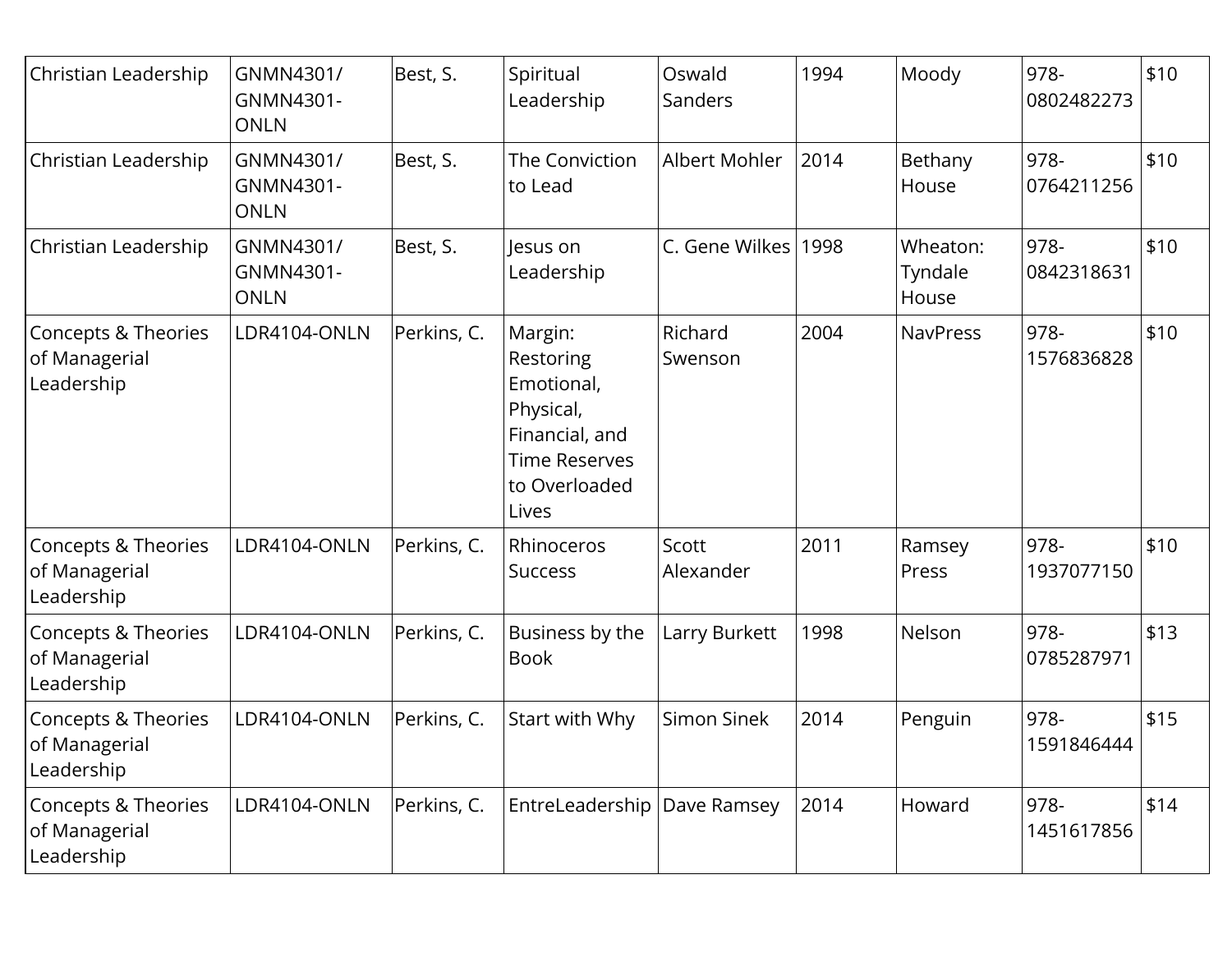| Christian Leadership | GNMN4301/ GNMN4301-ONLN | Best, S. | Spiritual Leadership | Oswald Sanders | 1994 | Moody | 978-0802482273 | $10 |
|---|---|---|---|---|---|---|---|---|
| Christian Leadership | GNMN4301/ GNMN4301-ONLN | Best, S. | The Conviction to Lead | Albert Mohler | 2014 | Bethany House | 978-0764211256 | $10 |
| Christian Leadership | GNMN4301/ GNMN4301-ONLN | Best, S. | Jesus on Leadership | C. Gene Wilkes | 1998 | Wheaton: Tyndale House | 978-0842318631 | $10 |
| Concepts & Theories of Managerial Leadership | LDR4104-ONLN | Perkins, C. | Margin: Restoring Emotional, Physical, Financial, and Time Reserves to Overloaded Lives | Richard Swenson | 2004 | NavPress | 978-1576836828 | $10 |
| Concepts & Theories of Managerial Leadership | LDR4104-ONLN | Perkins, C. | Rhinoceros Success | Scott Alexander | 2011 | Ramsey Press | 978-1937077150 | $10 |
| Concepts & Theories of Managerial Leadership | LDR4104-ONLN | Perkins, C. | Business by the Book | Larry Burkett | 1998 | Nelson | 978-0785287971 | $13 |
| Concepts & Theories of Managerial Leadership | LDR4104-ONLN | Perkins, C. | Start with Why | Simon Sinek | 2014 | Penguin | 978-1591846444 | $15 |
| Concepts & Theories of Managerial Leadership | LDR4104-ONLN | Perkins, C. | EntreLeadership | Dave Ramsey | 2014 | Howard | 978-1451617856 | $14 |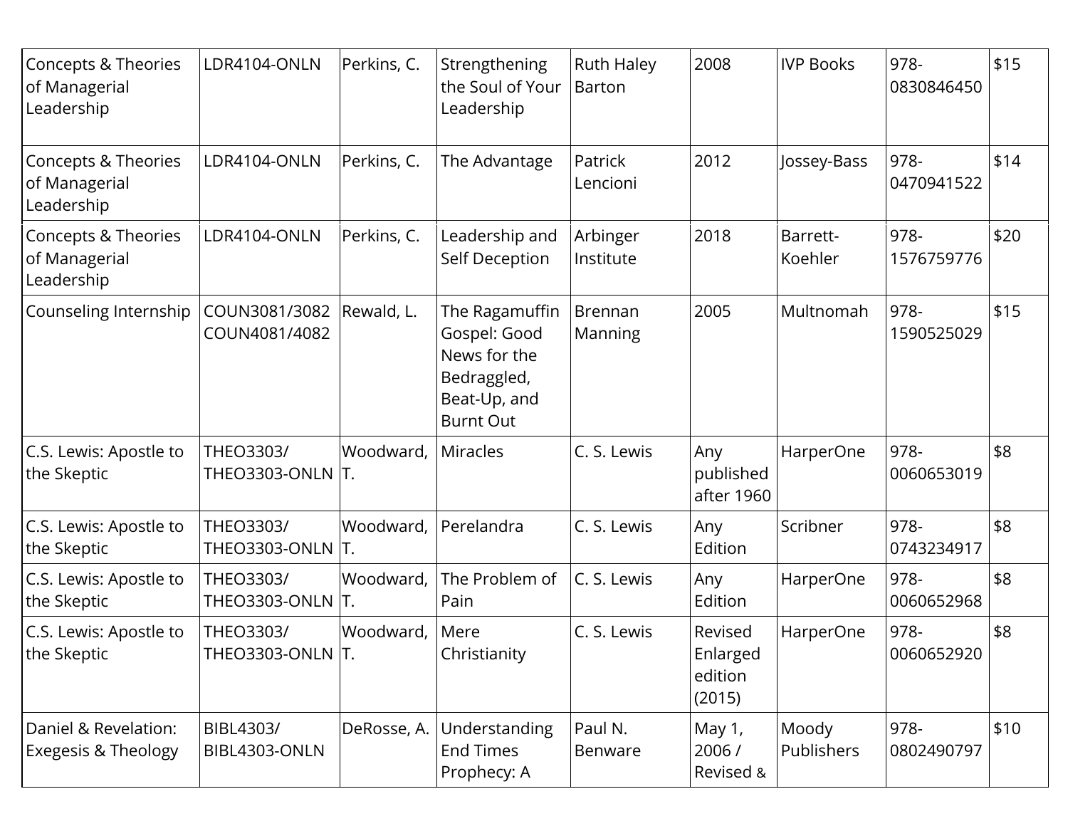| | | | | | | | | |
|---|---|---|---|---|---|---|---|---|
| Concepts & Theories of Managerial Leadership | LDR4104-ONLN | Perkins, C. | Strengthening the Soul of Your Leadership | Ruth Haley Barton | 2008 | IVP Books | 978-0830846450 | $15 |
| Concepts & Theories of Managerial Leadership | LDR4104-ONLN | Perkins, C. | The Advantage | Patrick Lencioni | 2012 | Jossey-Bass | 978-0470941522 | $14 |
| Concepts & Theories of Managerial Leadership | LDR4104-ONLN | Perkins, C. | Leadership and Self Deception | Arbinger Institute | 2018 | Barrett-Koehler | 978-1576759776 | $20 |
| Counseling Internship | COUN3081/3082 COUN4081/4082 | Rewald, L. | The Ragamuffin Gospel: Good News for the Bedraggled, Beat-Up, and Burnt Out | Brennan Manning | 2005 | Multnomah | 978-1590525029 | $15 |
| C.S. Lewis: Apostle to the Skeptic | THEO3303/ THEO3303-ONLN | Woodward, T. | Miracles | C. S. Lewis | Any published after 1960 | HarperOne | 978-0060653019 | $8 |
| C.S. Lewis: Apostle to the Skeptic | THEO3303/ THEO3303-ONLN | Woodward, T. | Perelandra | C. S. Lewis | Any Edition | Scribner | 978-0743234917 | $8 |
| C.S. Lewis: Apostle to the Skeptic | THEO3303/ THEO3303-ONLN | Woodward, T. | The Problem of Pain | C. S. Lewis | Any Edition | HarperOne | 978-0060652968 | $8 |
| C.S. Lewis: Apostle to the Skeptic | THEO3303/ THEO3303-ONLN | Woodward, T. | Mere Christianity | C. S. Lewis | Revised Enlarged edition (2015) | HarperOne | 978-0060652920 | $8 |
| Daniel & Revelation: Exegesis & Theology | BIBL4303/ BIBL4303-ONLN | DeRosse, A. | Understanding End Times Prophecy: A | Paul N. Benware | May 1, 2006 / Revised & | Moody Publishers | 978-0802490797 | $10 |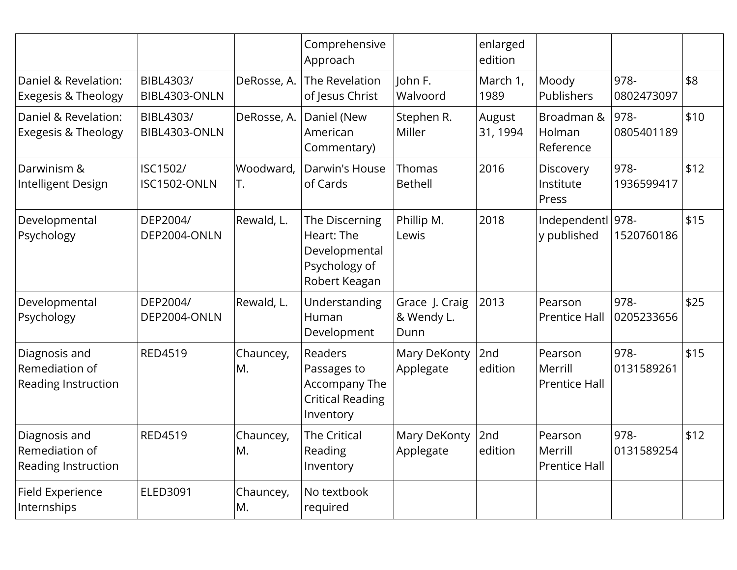| | | | Comprehensive Approach | | enlarged edition | | | |
|---|---|---|---|---|---|---|---|---|
| Daniel & Revelation: Exegesis & Theology | BIBL4303/ BIBL4303-ONLN | DeRosse, A. | The Revelation of Jesus Christ | John F. Walvoord | March 1, 1989 | Moody Publishers | 978-0802473097 | $8 |
| Daniel & Revelation: Exegesis & Theology | BIBL4303/ BIBL4303-ONLN | DeRosse, A. | Daniel (New American Commentary) | Stephen R. Miller | August 31, 1994 | Broadman & Holman Reference | 978-0805401189 | $10 |
| Darwinism & Intelligent Design | ISC1502/ ISC1502-ONLN | Woodward, T. | Darwin's House of Cards | Thomas Bethell | 2016 | Discovery Institute Press | 978-1936599417 | $12 |
| Developmental Psychology | DEP2004/ DEP2004-ONLN | Rewald, L. | The Discerning Heart: The Developmental Psychology of Robert Keagan | Phillip M. Lewis | 2018 | Independently published | 978-1520760186 | $15 |
| Developmental Psychology | DEP2004/ DEP2004-ONLN | Rewald, L. | Understanding Human Development | Grace J. Craig & Wendy L. Dunn | 2013 | Pearson Prentice Hall | 978-0205233656 | $25 |
| Diagnosis and Remediation of Reading Instruction | RED4519 | Chauncey, M. | Readers Passages to Accompany The Critical Reading Inventory | Mary DeKonty Applegate | 2nd edition | Pearson Merrill Prentice Hall | 978-0131589261 | $15 |
| Diagnosis and Remediation of Reading Instruction | RED4519 | Chauncey, M. | The Critical Reading Inventory | Mary DeKonty Applegate | 2nd edition | Pearson Merrill Prentice Hall | 978-0131589254 | $12 |
| Field Experience Internships | ELED3091 | Chauncey, M. | No textbook required | | | | | |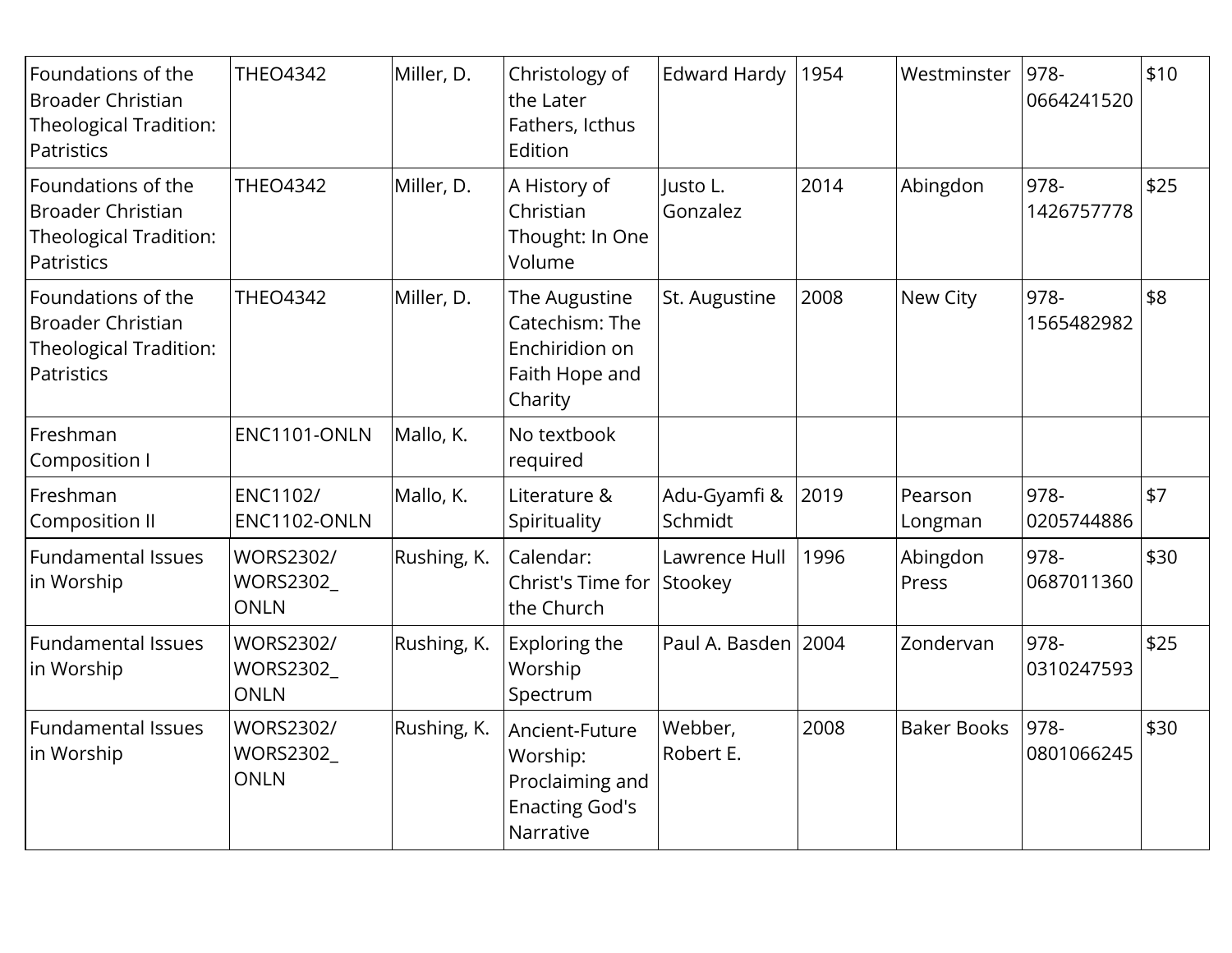| | | | | | | | | |
|---|---|---|---|---|---|---|---|---|
| Foundations of the Broader Christian Theological Tradition: Patristics | THEO4342 | Miller, D. | Christology of the Later Fathers, Icthus Edition | Edward Hardy | 1954 | Westminster | 978-0664241520 | $10 |
| Foundations of the Broader Christian Theological Tradition: Patristics | THEO4342 | Miller, D. | A History of Christian Thought: In One Volume | Justo L. Gonzalez | 2014 | Abingdon | 978-1426757778 | $25 |
| Foundations of the Broader Christian Theological Tradition: Patristics | THEO4342 | Miller, D. | The Augustine Catechism: The Enchiridion on Faith Hope and Charity | St. Augustine | 2008 | New City | 978-1565482982 | $8 |
| Freshman Composition I | ENC1101-ONLN | Mallo, K. | No textbook required | | | | | |
| Freshman Composition II | ENC1102/ ENC1102-ONLN | Mallo, K. | Literature & Spirituality | Adu-Gyamfi & Schmidt | 2019 | Pearson Longman | 978-0205744886 | $7 |
| Fundamental Issues in Worship | WORS2302/ WORS2302_ ONLN | Rushing, K. | Calendar: Christ's Time for the Church | Lawrence Hull Stookey | 1996 | Abingdon Press | 978-0687011360 | $30 |
| Fundamental Issues in Worship | WORS2302/ WORS2302_ ONLN | Rushing, K. | Exploring the Worship Spectrum | Paul A. Basden | 2004 | Zondervan | 978-0310247593 | $25 |
| Fundamental Issues in Worship | WORS2302/ WORS2302_ ONLN | Rushing, K. | Ancient-Future Worship: Proclaiming and Enacting God's Narrative | Webber, Robert E. | 2008 | Baker Books | 978-0801066245 | $30 |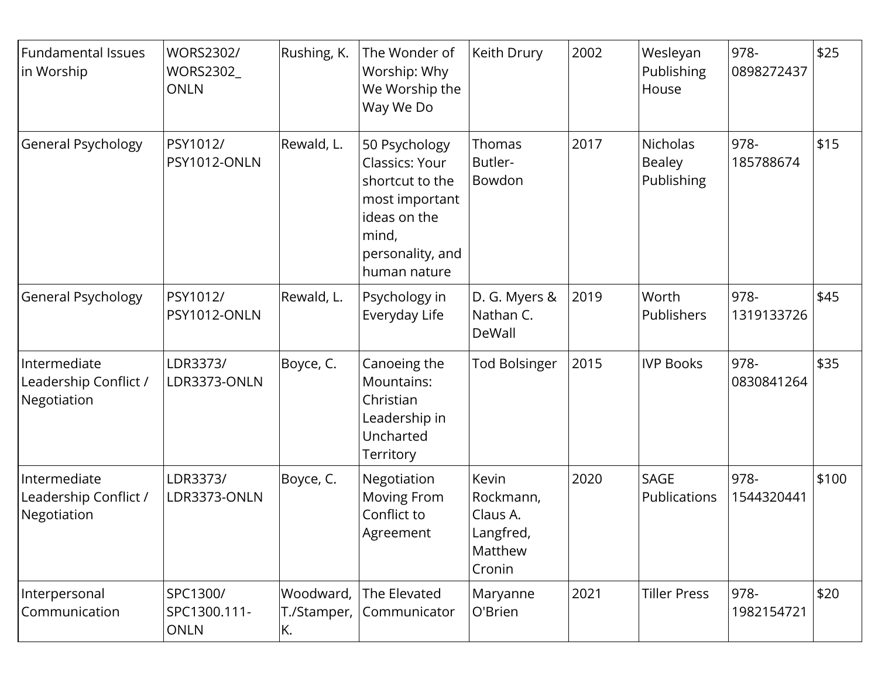| Fundamental Issues in Worship | WORS2302/ WORS2302_ONLN | Rushing, K. | The Wonder of Worship: Why We Worship the Way We Do | Keith Drury | 2002 | Wesleyan Publishing House | 978-0898272437 | $25 |
| --- | --- | --- | --- | --- | --- | --- | --- | --- |
| General Psychology | PSY1012/ PSY1012-ONLN | Rewald, L. | 50 Psychology Classics: Your shortcut to the most important ideas on the mind, personality, and human nature | Thomas Butler-Bowdon | 2017 | Nicholas Bealey Publishing | 978-185788674 | $15 |
| General Psychology | PSY1012/ PSY1012-ONLN | Rewald, L. | Psychology in Everyday Life | D. G. Myers & Nathan C. DeWall | 2019 | Worth Publishers | 978-1319133726 | $45 |
| Intermediate Leadership Conflict / Negotiation | LDR3373/ LDR3373-ONLN | Boyce, C. | Canoeing the Mountains: Christian Leadership in Uncharted Territory | Tod Bolsinger | 2015 | IVP Books | 978-0830841264 | $35 |
| Intermediate Leadership Conflict / Negotiation | LDR3373/ LDR3373-ONLN | Boyce, C. | Negotiation Moving From Conflict to Agreement | Kevin Rockmann, Claus A. Langfred, Matthew Cronin | 2020 | SAGE Publications | 978-1544320441 | $100 |
| Interpersonal Communication | SPC1300/ SPC1300.111-ONLN | Woodward, T./Stamper, K. | The Elevated Communicator | Maryanne O'Brien | 2021 | Tiller Press | 978-1982154721 | $20 |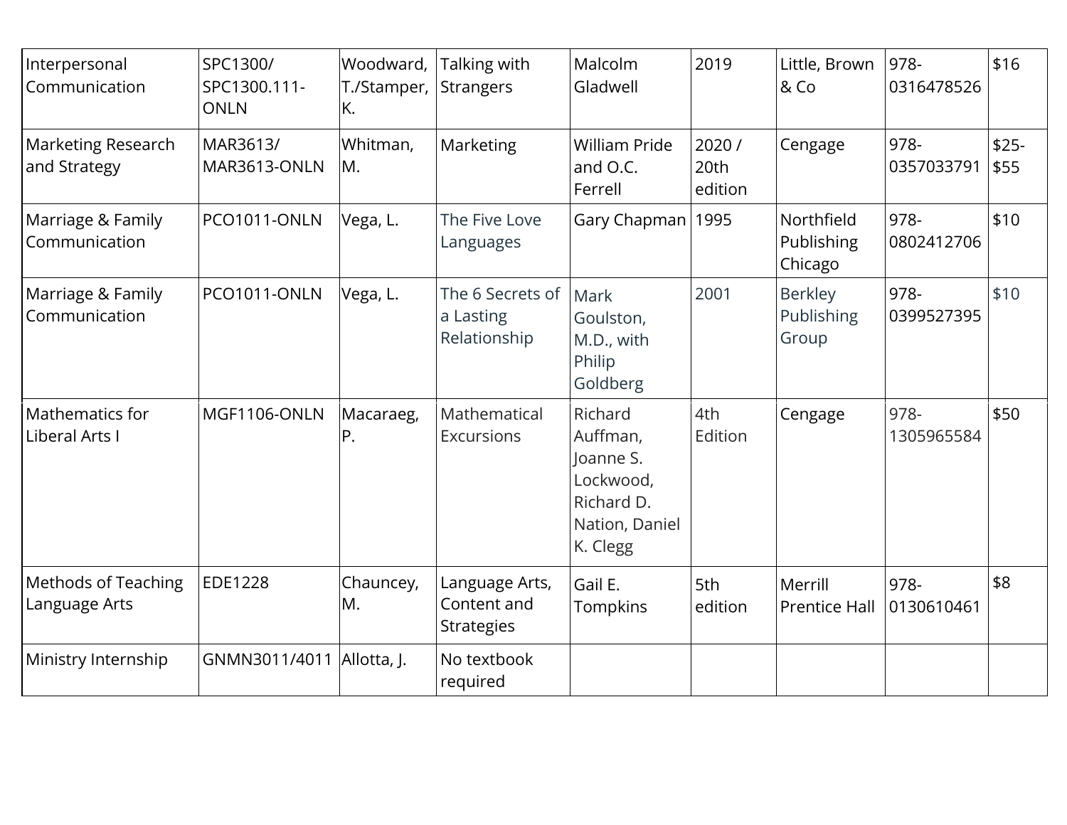| Interpersonal Communication | SPC1300/ SPC1300.111-ONLN | Woodward, T./Stamper, K. | Talking with Strangers | Malcolm Gladwell | 2019 | Little, Brown & Co | 978-0316478526 | $16 |
|---|---|---|---|---|---|---|---|---|
| Marketing Research and Strategy | MAR3613/ MAR3613-ONLN | Whitman, M. | Marketing | William Pride and O.C. Ferrell | 2020 / 20th edition | Cengage | 978-0357033791 | $25-$55 |
| Marriage & Family Communication | PCO1011-ONLN | Vega, L. | The Five Love Languages | Gary Chapman | 1995 | Northfield Publishing Chicago | 978-0802412706 | $10 |
| Marriage & Family Communication | PCO1011-ONLN | Vega, L. | The 6 Secrets of a Lasting Relationship | Mark Goulston, M.D., with Philip Goldberg | 2001 | Berkley Publishing Group | 978-0399527395 | $10 |
| Mathematics for Liberal Arts I | MGF1106-ONLN | Macaraeg, P. | Mathematical Excursions | Richard Auffman, Joanne S. Lockwood, Richard D. Nation, Daniel K. Clegg | 4th Edition | Cengage | 978-1305965584 | $50 |
| Methods of Teaching Language Arts | EDE1228 | Chauncey, M. | Language Arts, Content and Strategies | Gail E. Tompkins | 5th edition | Merrill Prentice Hall | 978-0130610461 | $8 |
| Ministry Internship | GNMN3011/4011 | Allotta, J. | No textbook required | | | | | |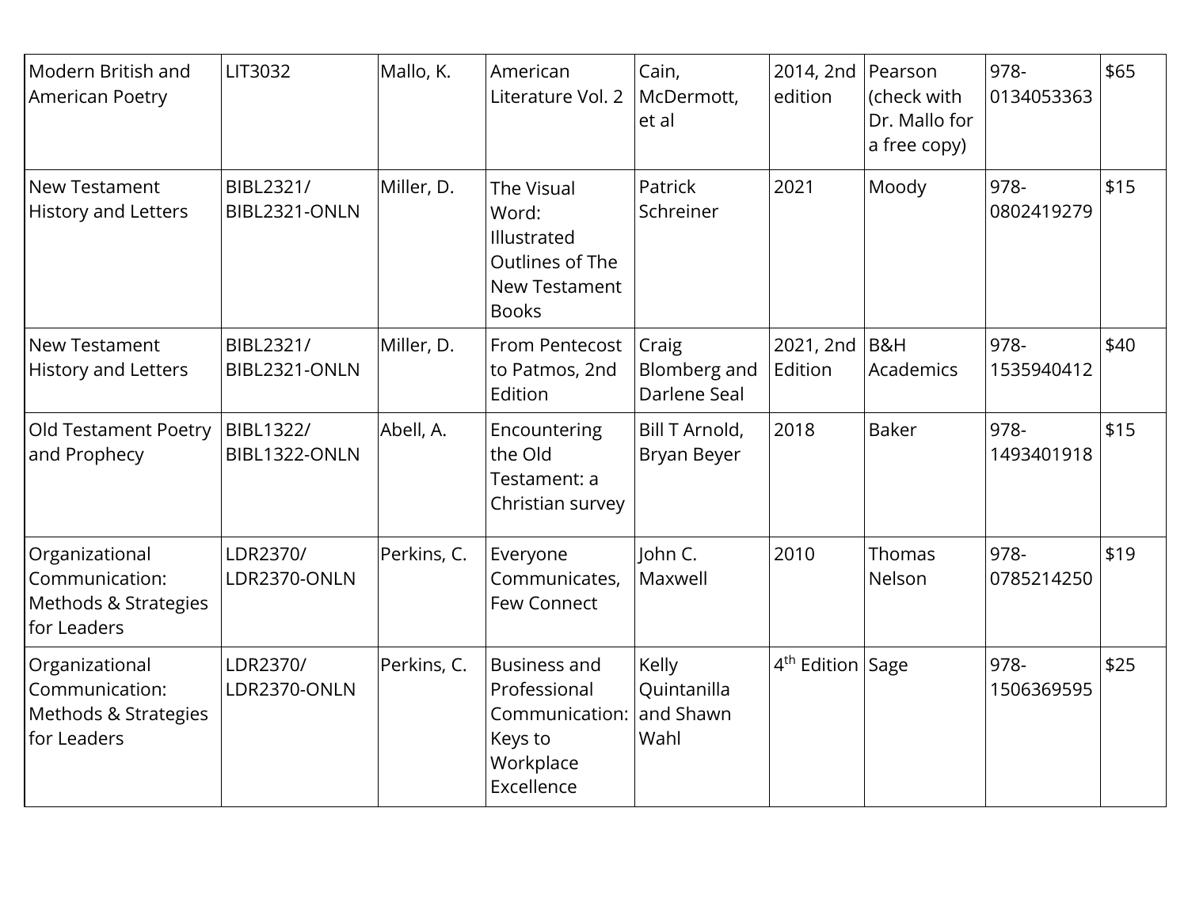| Modern British and American Poetry | LIT3032 | Mallo, K. | American Literature Vol. 2 | Cain, McDermott, et al | 2014, 2nd edition | Pearson (check with Dr. Mallo for a free copy) | 978-0134053363 | $65 |
|---|---|---|---|---|---|---|---|---|
| New Testament History and Letters | BIBL2321/ BIBL2321-ONLN | Miller, D. | The Visual Word: Illustrated Outlines of The New Testament Books | Patrick Schreiner | 2021 | Moody | 978-0802419279 | $15 |
| New Testament History and Letters | BIBL2321/ BIBL2321-ONLN | Miller, D. | From Pentecost to Patmos, 2nd Edition | Craig Blomberg and Darlene Seal | 2021, 2nd Edition | B&H Academics | 978-1535940412 | $40 |
| Old Testament Poetry and Prophecy | BIBL1322/ BIBL1322-ONLN | Abell, A. | Encountering the Old Testament: a Christian survey | Bill T Arnold, Bryan Beyer | 2018 | Baker | 978-1493401918 | $15 |
| Organizational Communication: Methods & Strategies for Leaders | LDR2370/ LDR2370-ONLN | Perkins, C. | Everyone Communicates, Few Connect | John C. Maxwell | 2010 | Thomas Nelson | 978-0785214250 | $19 |
| Organizational Communication: Methods & Strategies for Leaders | LDR2370/ LDR2370-ONLN | Perkins, C. | Business and Professional Communication: Keys to Workplace Excellence | Kelly Quintanilla and Shawn Wahl | 4th Edition | Sage | 978-1506369595 | $25 |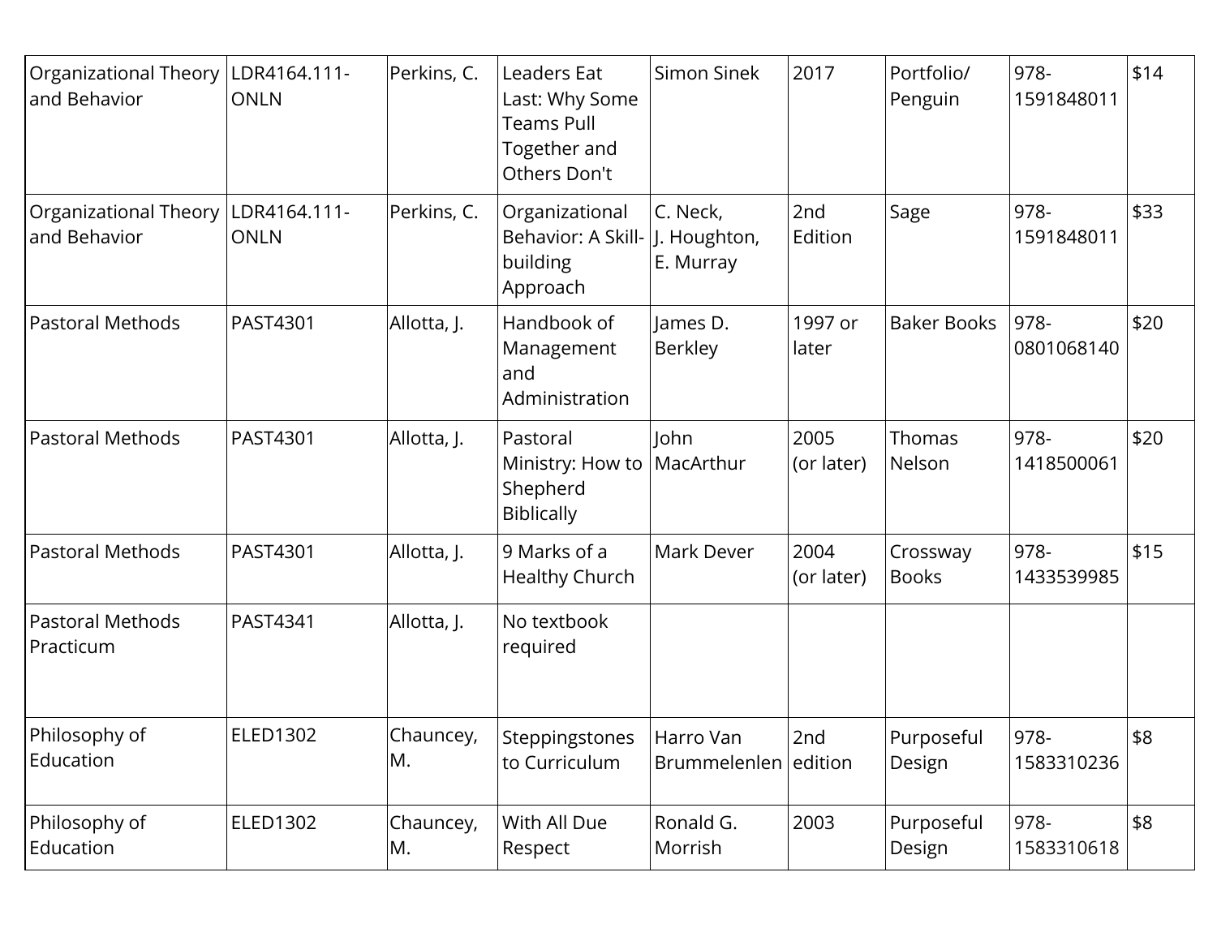| Organizational Theory and Behavior | LDR4164.111-ONLN | Perkins, C. | Leaders Eat Last: Why Some Teams Pull Together and Others Don't | Simon Sinek | 2017 | Portfolio/ Penguin | 978-1591848011 | $14 |
|---|---|---|---|---|---|---|---|---|
| Organizational Theory and Behavior | LDR4164.111-ONLN | Perkins, C. | Organizational Behavior: A Skill-building Approach | C. Neck, J. Houghton, E. Murray | 2nd Edition | Sage | 978-1591848011 | $33 |
| Pastoral Methods | PAST4301 | Allotta, J. | Handbook of Management and Administration | James D. Berkley | 1997 or later | Baker Books | 978-0801068140 | $20 |
| Pastoral Methods | PAST4301 | Allotta, J. | Pastoral Ministry: How to Shepherd Biblically | John MacArthur | 2005 (or later) | Thomas Nelson | 978-1418500061 | $20 |
| Pastoral Methods | PAST4301 | Allotta, J. | 9 Marks of a Healthy Church | Mark Dever | 2004 (or later) | Crossway Books | 978-1433539985 | $15 |
| Pastoral Methods Practicum | PAST4341 | Allotta, J. | No textbook required | | | | | |
| Philosophy of Education | ELED1302 | Chauncey, M. | Steppingstones to Curriculum | Harro Van Brummelenlen | 2nd edition | Purposeful Design | 978-1583310236 | $8 |
| Philosophy of Education | ELED1302 | Chauncey, M. | With All Due Respect | Ronald G. Morrish | 2003 | Purposeful Design | 978-1583310618 | $8 |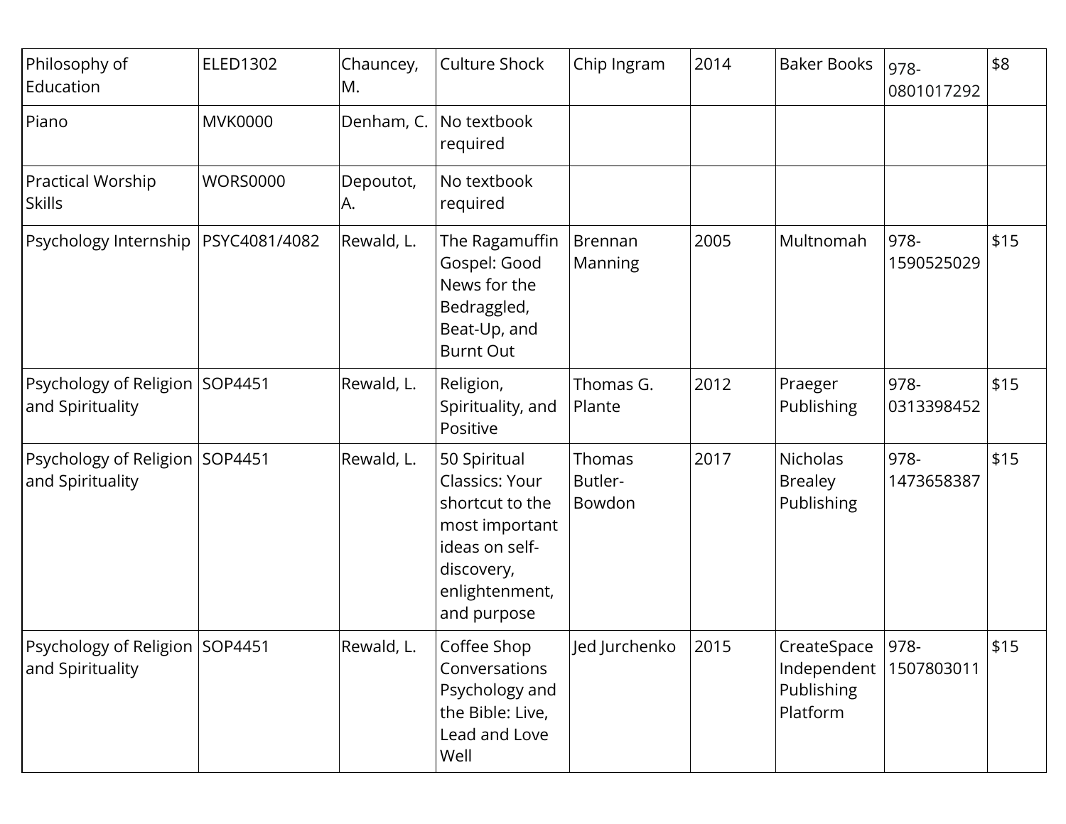| Philosophy of Education | ELED1302 | Chauncey, M. | Culture Shock | Chip Ingram | 2014 | Baker Books | 978-0801017292 | $8 |
|---|---|---|---|---|---|---|---|---|
| Piano | MVK0000 | Denham, C. | No textbook required | | | | | |
| Practical Worship Skills | WORS0000 | Depoutot, A. | No textbook required | | | | | |
| Psychology Internship | PSYC4081/4082 | Rewald, L. | The Ragamuffin Gospel: Good News for the Bedraggled, Beat-Up, and Burnt Out | Brennan Manning | 2005 | Multnomah | 978-1590525029 | $15 |
| Psychology of Religion and Spirituality | SOP4451 | Rewald, L. | Religion, Spirituality, and Positive | Thomas G. Plante | 2012 | Praeger Publishing | 978-0313398452 | $15 |
| Psychology of Religion and Spirituality | SOP4451 | Rewald, L. | 50 Spiritual Classics: Your shortcut to the most important ideas on self-discovery, enlightenment, and purpose | Thomas Butler-Bowdon | 2017 | Nicholas Brealey Publishing | 978-1473658387 | $15 |
| Psychology of Religion and Spirituality | SOP4451 | Rewald, L. | Coffee Shop Conversations Psychology and the Bible: Live, Lead and Love Well | Jed Jurchenko | 2015 | CreateSpace Independent Publishing Platform | 978-1507803011 | $15 |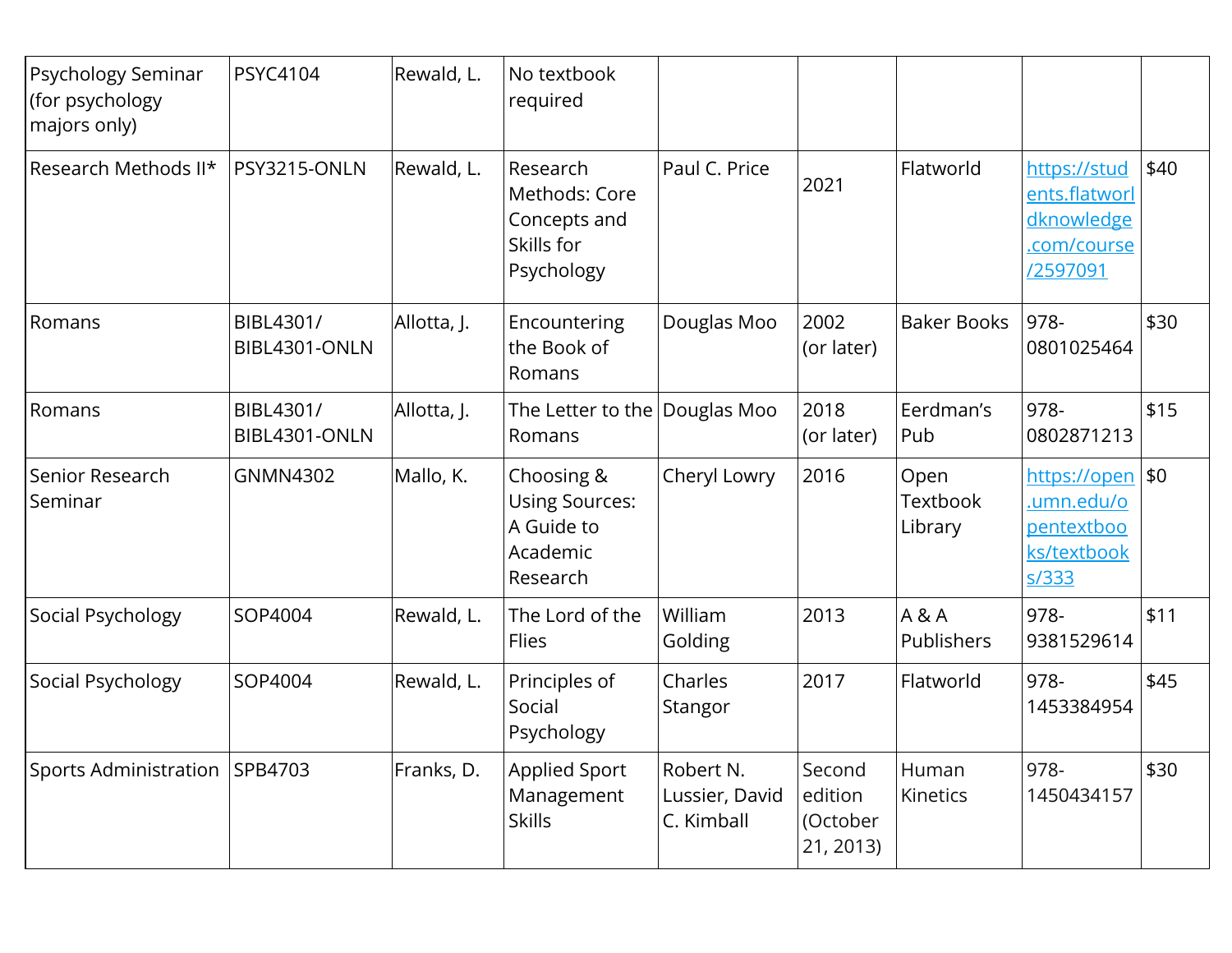| Psychology Seminar (for psychology majors only) | PSYC4104 | Rewald, L. | No textbook required | | | | | |
|---|---|---|---|---|---|---|---|---|
| Research Methods II* | PSY3215-ONLN | Rewald, L. | Research Methods: Core Concepts and Skills for Psychology | Paul C. Price | 2021 | Flatworld | https://students.flatworldknowledge.com/course/2597091 | $40 |
| Romans | BIBL4301/ BIBL4301-ONLN | Allotta, J. | Encountering the Book of Romans | Douglas Moo | 2002 (or later) | Baker Books | 978-0801025464 | $30 |
| Romans | BIBL4301/ BIBL4301-ONLN | Allotta, J. | The Letter to the Romans | Douglas Moo | 2018 (or later) | Eerdman's Pub | 978-0802871213 | $15 |
| Senior Research Seminar | GNMN4302 | Mallo, K. | Choosing & Using Sources: A Guide to Academic Research | Cheryl Lowry | 2016 | Open Textbook Library | https://open.umn.edu/opentextbooks/textbooks/333 | $0 |
| Social Psychology | SOP4004 | Rewald, L. | The Lord of the Flies | William Golding | 2013 | A & A Publishers | 978-9381529614 | $11 |
| Social Psychology | SOP4004 | Rewald, L. | Principles of Social Psychology | Charles Stangor | 2017 | Flatworld | 978-1453384954 | $45 |
| Sports Administration | SPB4703 | Franks, D. | Applied Sport Management Skills | Robert N. Lussier, David C. Kimball | Second edition (October 21, 2013) | Human Kinetics | 978-1450434157 | $30 |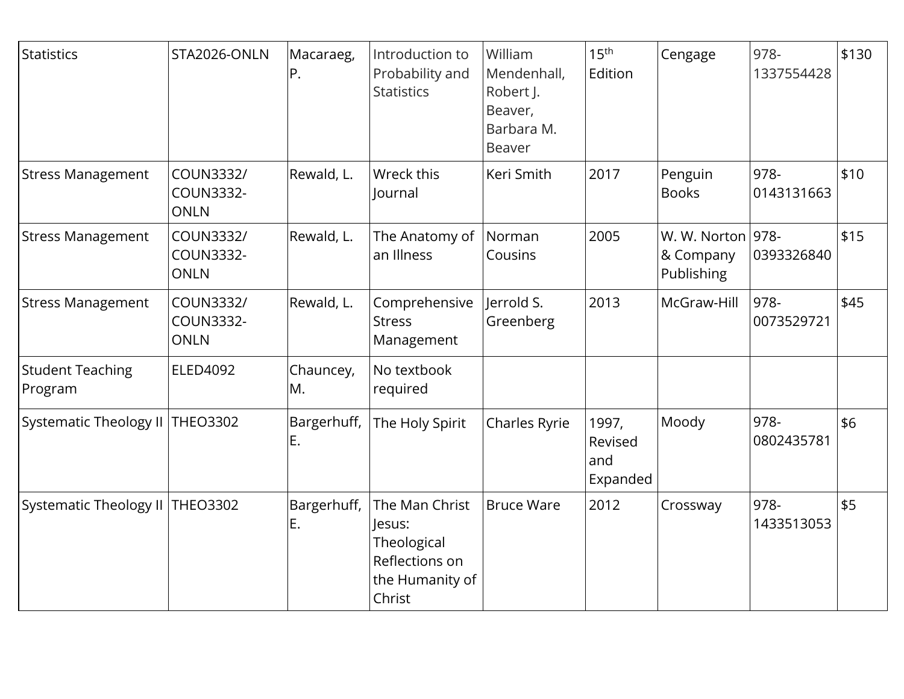| Statistics | STA2026-ONLN | Macaraeg, P. | Introduction to Probability and Statistics | William Mendenhall, Robert J. Beaver, Barbara M. Beaver | 15th Edition | Cengage | 978-1337554428 | $130 |
|---|---|---|---|---|---|---|---|---|
| Stress Management | COUN3332/ COUN3332-ONLN | Rewald, L. | Wreck this Journal | Keri Smith | 2017 | Penguin Books | 978-0143131663 | $10 |
| Stress Management | COUN3332/ COUN3332-ONLN | Rewald, L. | The Anatomy of an Illness | Norman Cousins | 2005 | W. W. Norton & Company Publishing | 978-0393326840 | $15 |
| Stress Management | COUN3332/ COUN3332-ONLN | Rewald, L. | Comprehensive Stress Management | Jerrold S. Greenberg | 2013 | McGraw-Hill | 978-0073529721 | $45 |
| Student Teaching Program | ELED4092 | Chauncey, M. | No textbook required | | | | | |
| Systematic Theology II | THEO3302 | Bargerhuff, E. | The Holy Spirit | Charles Ryrie | 1997, Revised and Expanded | Moody | 978-0802435781 | $6 |
| Systematic Theology II | THEO3302 | Bargerhuff, E. | The Man Christ Jesus: Theological Reflections on the Humanity of Christ | Bruce Ware | 2012 | Crossway | 978-1433513053 | $5 |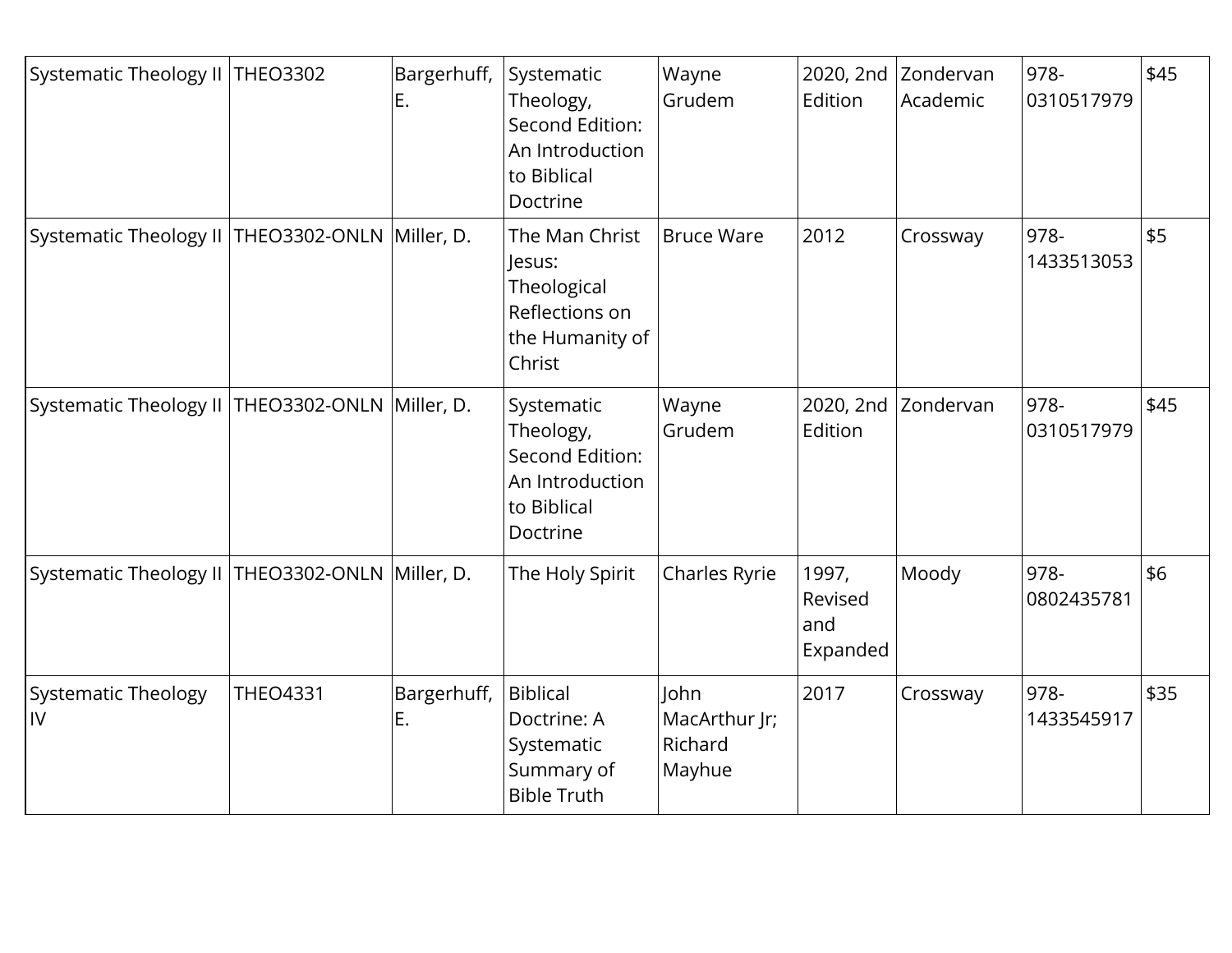| Systematic Theology II | THEO3302 | Bargerhuff, E. | Systematic Theology, Second Edition: An Introduction to Biblical Doctrine | Wayne Grudem | 2020, 2nd Edition | Zondervan Academic | 978-0310517979 | $45 |
|---|---|---|---|---|---|---|---|---|
| Systematic Theology II | THEO3302-ONLN | Miller, D. | The Man Christ Jesus: Theological Reflections on the Humanity of Christ | Bruce Ware | 2012 | Crossway | 978-1433513053 | $5 |
| Systematic Theology II | THEO3302-ONLN | Miller, D. | Systematic Theology, Second Edition: An Introduction to Biblical Doctrine | Wayne Grudem | 2020, 2nd Edition | Zondervan | 978-0310517979 | $45 |
| Systematic Theology II | THEO3302-ONLN | Miller, D. | The Holy Spirit | Charles Ryrie | 1997, Revised and Expanded | Moody | 978-0802435781 | $6 |
| Systematic Theology IV | THEO4331 | Bargerhuff, E. | Biblical Doctrine: A Systematic Summary of Bible Truth | John MacArthur Jr; Richard Mayhue | 2017 | Crossway | 978-1433545917 | $35 |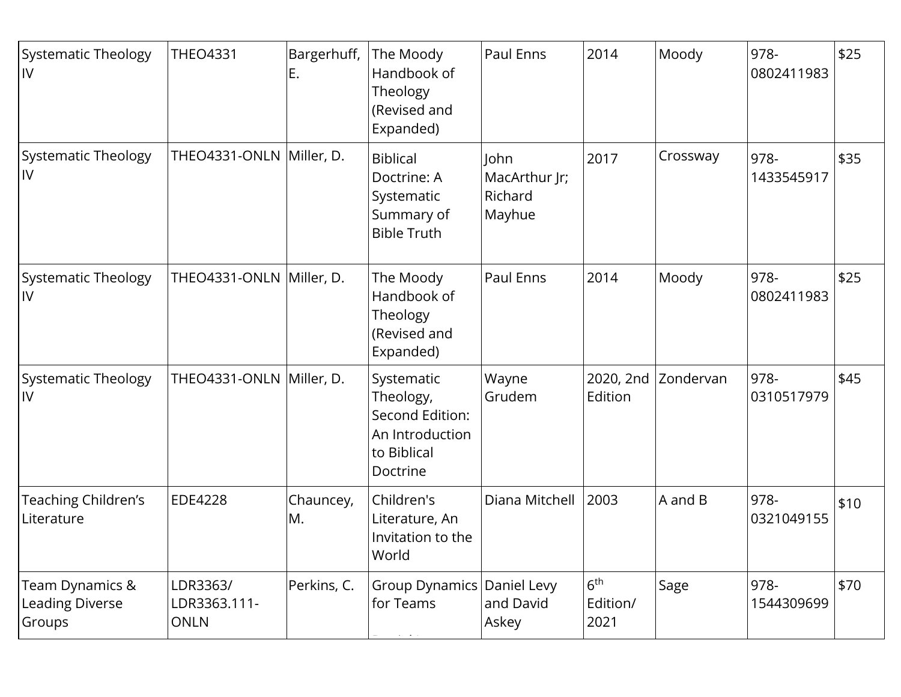| Systematic Theology IV | THEO4331 | Bargerhuff, E. | The Moody Handbook of Theology (Revised and Expanded) | Paul Enns | 2014 | Moody | 978-0802411983 | $25 |
|---|---|---|---|---|---|---|---|---|
| Systematic Theology IV | THEO4331-ONLN | Miller, D. | Biblical Doctrine: A Systematic Summary of Bible Truth | John MacArthur Jr; Richard Mayhue | 2017 | Crossway | 978-1433545917 | $35 |
| Systematic Theology IV | THEO4331-ONLN | Miller, D. | The Moody Handbook of Theology (Revised and Expanded) | Paul Enns | 2014 | Moody | 978-0802411983 | $25 |
| Systematic Theology IV | THEO4331-ONLN | Miller, D. | Systematic Theology, Second Edition: An Introduction to Biblical Doctrine | Wayne Grudem | 2020, 2nd Edition | Zondervan | 978-0310517979 | $45 |
| Teaching Children's Literature | EDE4228 | Chauncey, M. | Children's Literature, An Invitation to the World | Diana Mitchell | 2003 | A and B | 978-0321049155 | $10 |
| Team Dynamics & Leading Diverse Groups | LDR3363/ LDR3363.111-ONLN | Perkins, C. | Group Dynamics for Teams | Daniel Levy and David Askey | 6th Edition/ 2021 | Sage | 978-1544309699 | $70 |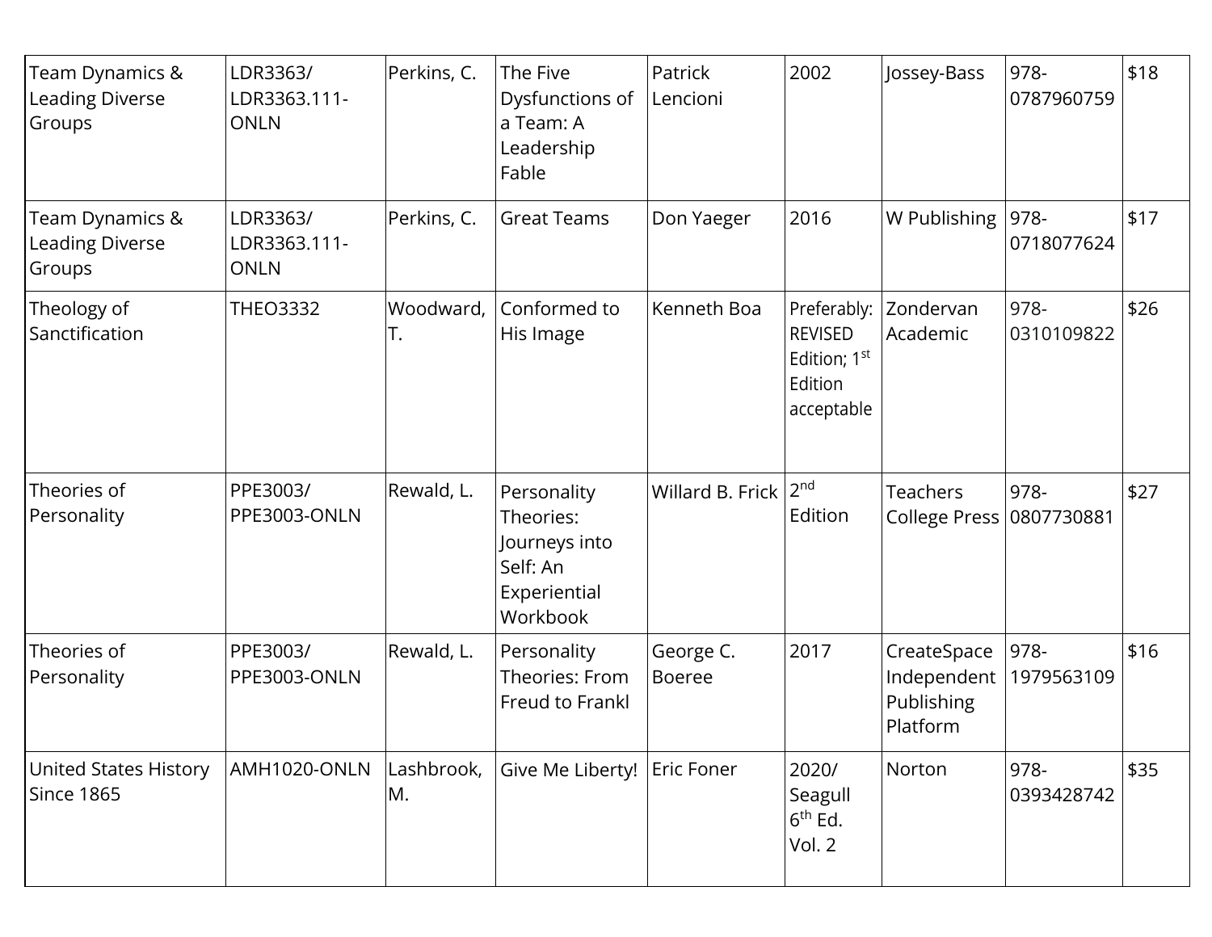| Team Dynamics & Leading Diverse Groups | LDR3363/ LDR3363.111-ONLN | Perkins, C. | The Five Dysfunctions of a Team: A Leadership Fable | Patrick Lencioni | 2002 | Jossey-Bass | 978-0787960759 | $18 |
|---|---|---|---|---|---|---|---|---|
| Team Dynamics & Leading Diverse Groups | LDR3363/ LDR3363.111-ONLN | Perkins, C. | Great Teams | Don Yaeger | 2016 | W Publishing | 978-0718077624 | $17 |
| Theology of Sanctification | THEO3332 | Woodward, T. | Conformed to His Image | Kenneth Boa | Preferably: REVISED Edition; 1st Edition acceptable | Zondervan Academic | 978-0310109822 | $26 |
| Theories of Personality | PPE3003/ PPE3003-ONLN | Rewald, L. | Personality Theories: Journeys into Self: An Experiential Workbook | Willard B. Frick | 2nd Edition | Teachers College Press | 978-0807730881 | $27 |
| Theories of Personality | PPE3003/ PPE3003-ONLN | Rewald, L. | Personality Theories: From Freud to Frankl | George C. Boeree | 2017 | CreateSpace Independent Publishing Platform | 978-1979563109 | $16 |
| United States History Since 1865 | AMH1020-ONLN | Lashbrook, M. | Give Me Liberty! | Eric Foner | 2020/ Seagull 6th Ed. Vol. 2 | Norton | 978-0393428742 | $35 |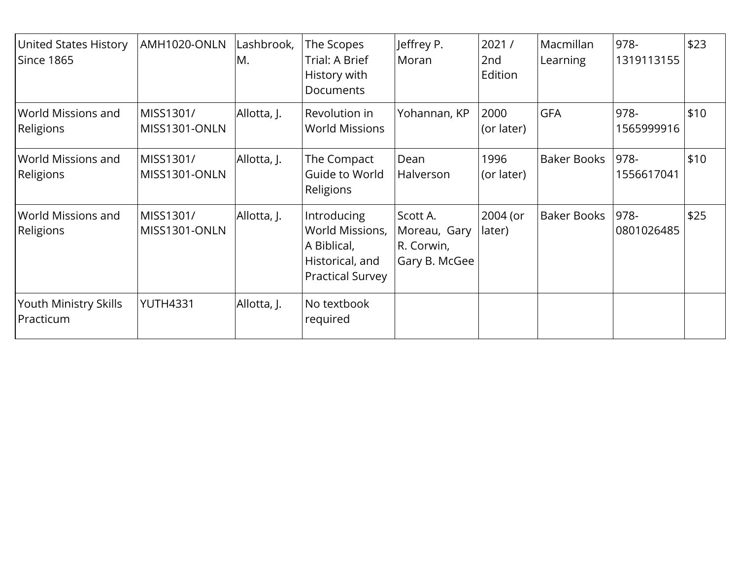| | | | | | | | | |
|---|---|---|---|---|---|---|---|---|
| United States History Since 1865 | AMH1020-ONLN | Lashbrook, M. | The Scopes Trial: A Brief History with Documents | Jeffrey P. Moran | 2021 / 2nd Edition | Macmillan Learning | 978-1319113155 | $23 |
| World Missions and Religions | MISS1301/ MISS1301-ONLN | Allotta, J. | Revolution in World Missions | Yohannan, KP | 2000 (or later) | GFA | 978-1565999916 | $10 |
| World Missions and Religions | MISS1301/ MISS1301-ONLN | Allotta, J. | The Compact Guide to World Religions | Dean Halverson | 1996 (or later) | Baker Books | 978-1556617041 | $10 |
| World Missions and Religions | MISS1301/ MISS1301-ONLN | Allotta, J. | Introducing World Missions, A Biblical, Historical, and Practical Survey | Scott A. Moreau, Gary R. Corwin, Gary B. McGee | 2004 (or later) | Baker Books | 978-0801026485 | $25 |
| Youth Ministry Skills Practicum | YUTH4331 | Allotta, J. | No textbook required | | | | | |